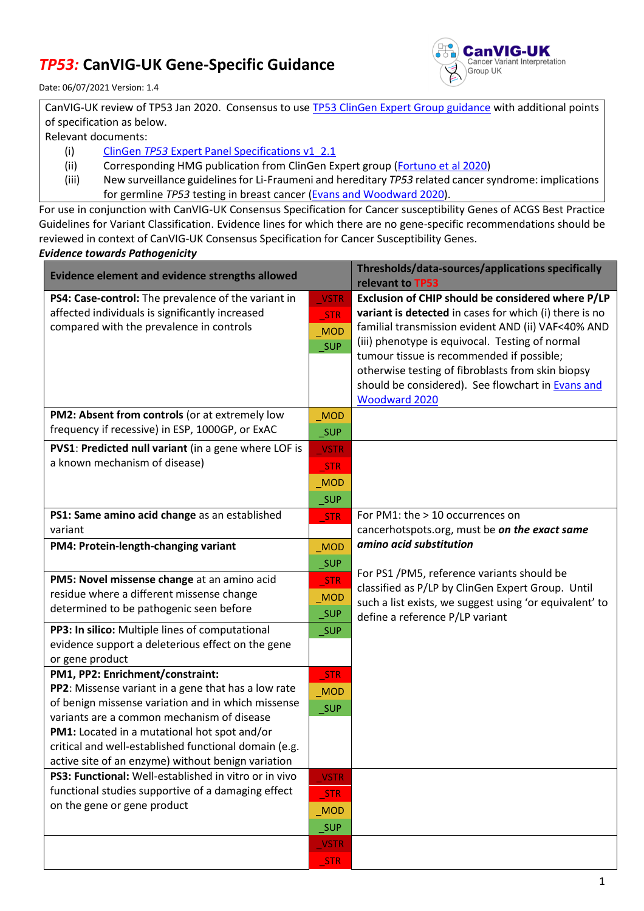# *TP53:* CanVIG-UK Gene-Specific Guidance

Date: 06/07/2021 Version: 1.4

CanVIG-UK review of TP53 Jan 2020. Consensus to use TP53 ClinGen Expert Group guidance with additional points of specification as below.

Relevant documents:

(i) ClinGen *TP53* Expert Panel Specifications v1_2.1

(ii) Corresponding HMG publication from ClinGen Expert group (Fortuno et al 2020)

(iii) New surveillance guidelines for Li-Fraumeni and hereditary *TP53* related cancer syndrome: implications for germline *TP53* testing in breast cancer (Evans and Woodward 2020).

For use in conjunction with CanVIG-UK Consensus Specification for Cancer susceptibility Genes of ACGS Best Practice Guidelines for Variant Classification. Evidence lines for which there are no gene-specific recommendations should be reviewed in context of CanVIG-UK Consensus Specification for Cancer Susceptibility Genes.

***Evidence towards Pathogenicity***

| Evidence element and evidence strengths allowed | | Thresholds/data-sources/applications specifically relevant to TP53 |
|---|---|---|
| **PS4: Case-control:** The prevalence of the variant in affected individuals is significantly increased compared with the prevalence in controls | _VSTR<br>_STR<br>_MOD<br>_SUP | **Exclusion of CHIP should be considered where P/LP variant is detected** in cases for which (i) there is no familial transmission evident AND (ii) VAF<40% AND (iii) phenotype is equivocal. Testing of normal tumour tissue is recommended if possible; otherwise testing of fibroblasts from skin biopsy should be considered). See flowchart in Evans and Woodward 2020 |
| **PM2: Absent from controls** (or at extremely low frequency if recessive) in ESP, 1000GP, or ExAC | _MOD<br>_SUP | |
| **PVS1**: **Predicted null variant** (in a gene where LOF is a known mechanism of disease) | _VSTR<br>_STR<br>_MOD<br>_SUP | |
| **PS1: Same amino acid change** as an established variant | _STR | For PM1: the > 10 occurrences on cancerhotspots.org, must be ***on the exact same amino acid substitution***<br><br>For PS1 /PM5, reference variants should be classified as P/LP by ClinGen Expert Group. Until such a list exists, we suggest using 'or equivalent' to define a reference P/LP variant |
| **PM4: Protein-length-changing variant** | _MOD<br>_SUP | |
| **PM5: Novel missense change** at an amino acid residue where a different missense change determined to be pathogenic seen before | _STR<br>_MOD<br>_SUP | |
| **PP3: In silico:** Multiple lines of computational evidence support a deleterious effect on the gene or gene product | _SUP | |
| **PM1, PP2: Enrichment/constraint:**<br>**PP2**: Missense variant in a gene that has a low rate of benign missense variation and in which missense variants are a common mechanism of disease<br>**PM1:** Located in a mutational hot spot and/or critical and well-established functional domain (e.g. active site of an enzyme) without benign variation | _STR<br>_MOD<br>_SUP | |
| **PS3: Functional:** Well-established in vitro or in vivo functional studies supportive of a damaging effect on the gene or gene product | _VSTR<br>_STR<br>_MOD<br>_SUP | |
| | _VSTR<br>_STR | |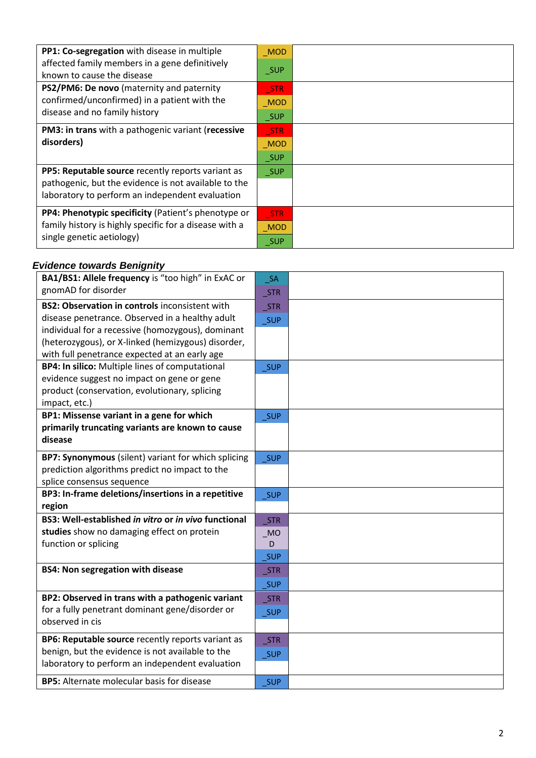| | | |
|---|---|---|
| **PP1: Co-segregation** with disease in multiple affected family members in a gene definitively known to cause the disease | _MOD<br>_SUP | |
| **PS2/PM6: De novo** (maternity and paternity confirmed/unconfirmed) in a patient with the disease and no family history | _STR<br>_MOD<br>_SUP | |
| **PM3: in trans** with a pathogenic variant (**recessive disorders)** | _STR<br>_MOD<br>_SUP | |
| **PP5: Reputable source** recently reports variant as pathogenic, but the evidence is not available to the laboratory to perform an independent evaluation | _SUP | |
| **PP4: Phenotypic specificity** (Patient's phenotype or family history is highly specific for a disease with a single genetic aetiology) | _STR<br>_MOD<br>_SUP | |

### *Evidence towards Benignity*

| | | |
|---|---|---|
| **BA1/BS1: Allele frequency** is "too high" in ExAC or gnomAD for disorder | _SA<br>_STR | |
| **BS2: Observation in controls** inconsistent with disease penetrance. Observed in a healthy adult individual for a recessive (homozygous), dominant (heterozygous), or X-linked (hemizygous) disorder, with full penetrance expected at an early age | _STR<br>_SUP | |
| **BP4: In silico:** Multiple lines of computational evidence suggest no impact on gene or gene product (conservation, evolutionary, splicing impact, etc.) | _SUP | |
| **BP1: Missense variant in a gene for which primarily truncating variants are known to cause disease** | _SUP | |
| **BP7: Synonymous** (silent) variant for which splicing prediction algorithms predict no impact to the splice consensus sequence | _SUP | |
| **BP3: In-frame deletions/insertions in a repetitive region** | _SUP | |
| **BS3: Well-established *in vitro* or *in vivo* functional studies** show no damaging effect on protein function or splicing | _STR<br>_MOD<br>_SUP | |
| **BS4: Non segregation with disease** | _STR<br>_SUP | |
| **BP2: Observed in trans with a pathogenic variant** for a fully penetrant dominant gene/disorder or observed in cis | _STR<br>_SUP | |
| **BP6: Reputable source** recently reports variant as benign, but the evidence is not available to the laboratory to perform an independent evaluation | _STR<br>_SUP | |
| **BP5:** Alternate molecular basis for disease | _SUP | |